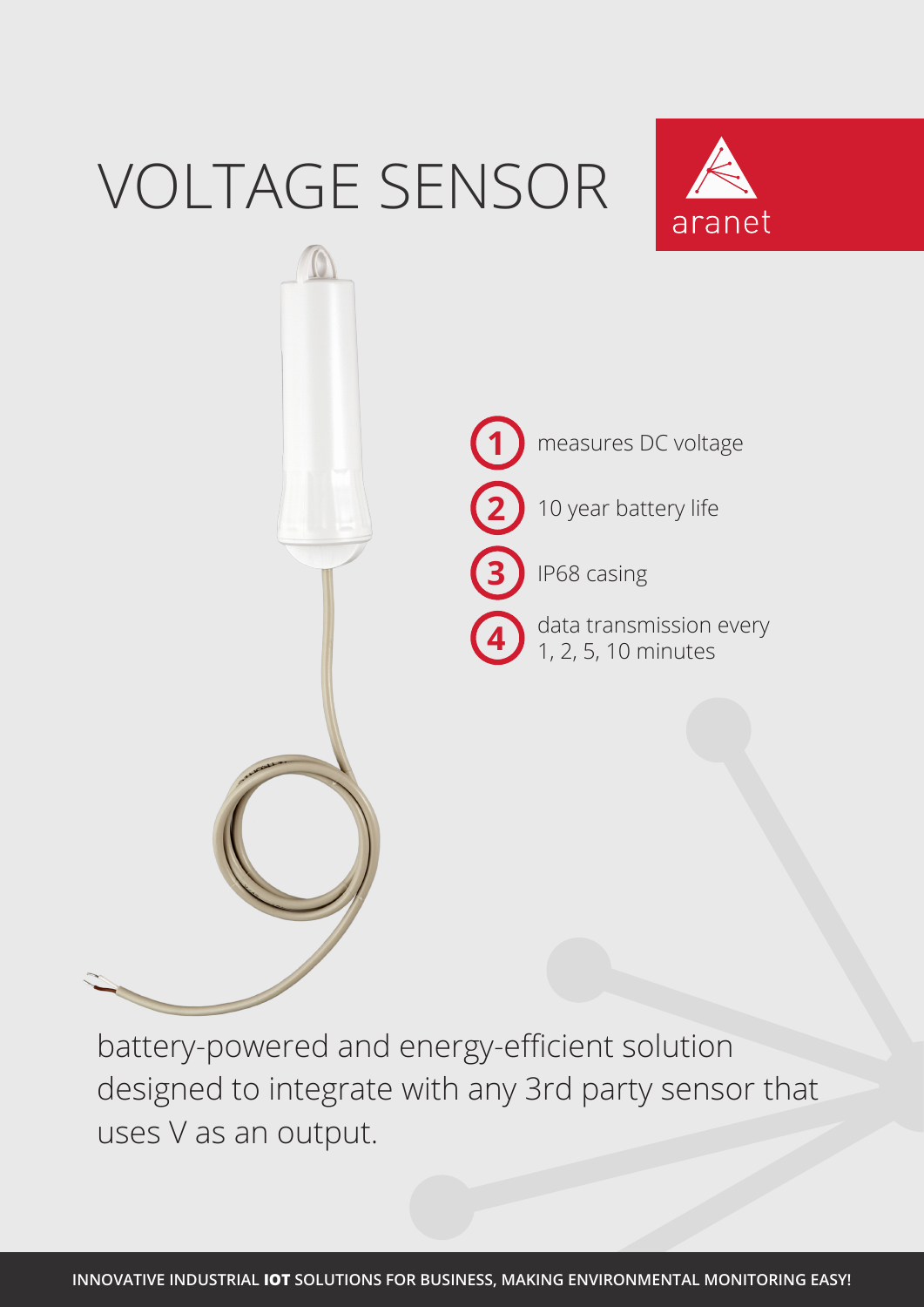# VOLTAGE SENSOR

aranet

1. measures DC voltage
2. 10 year battery life
3. IP68 casing
4. data transmission every 1, 2, 5, 10 minutes

battery-powered and energy-efficient solution designed to integrate with any 3rd party sensor that uses V as an output.

INNOVATIVE INDUSTRIAL **IOT** SOLUTIONS FOR BUSINESS, MAKING ENVIRONMENTAL MONITORING EASY!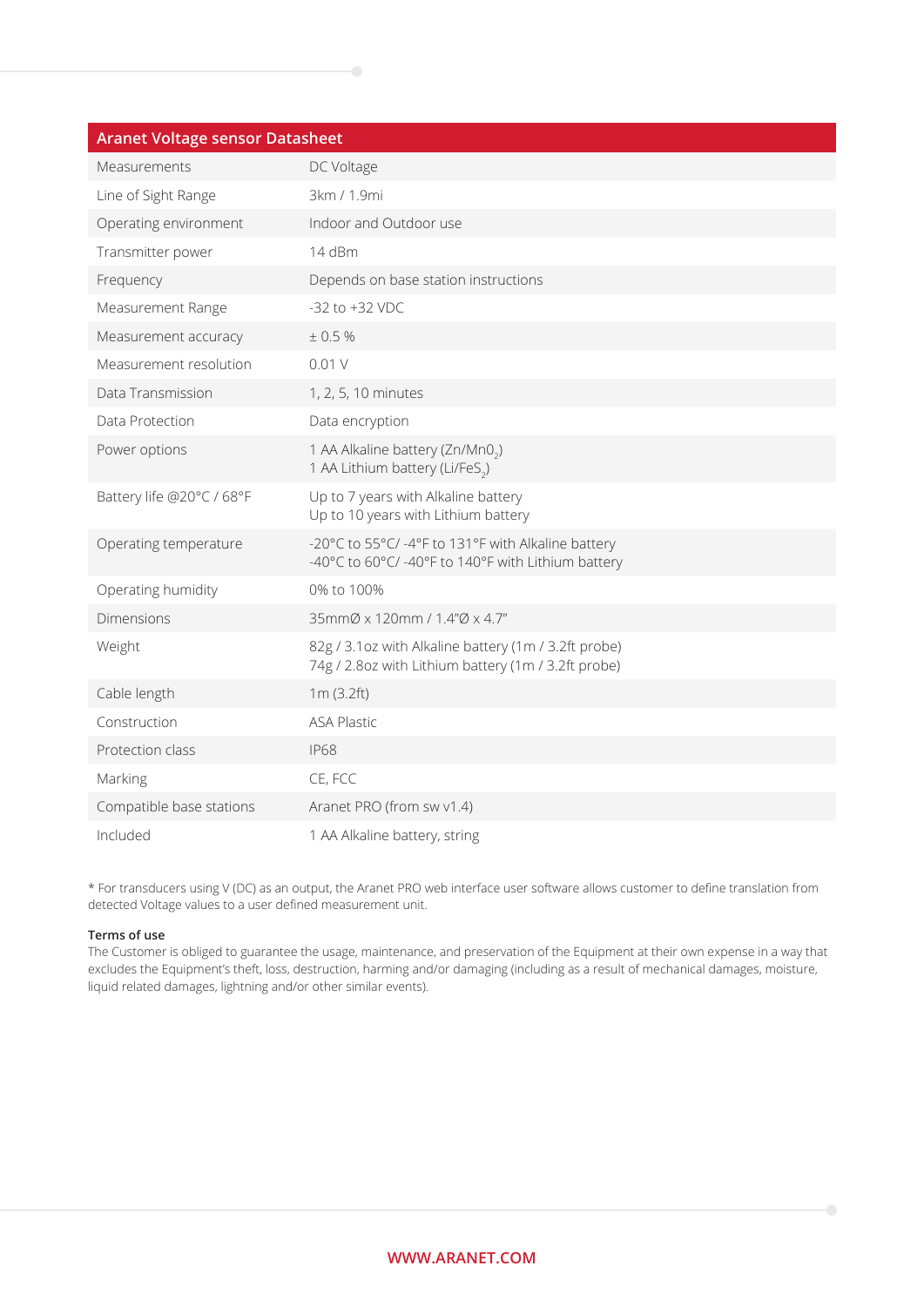| Aranet Voltage sensor Datasheet | |
|---|---|
| Measurements | DC Voltage |
| Line of Sight Range | 3km / 1.9mi |
| Operating environment | Indoor and Outdoor use |
| Transmitter power | 14 dBm |
| Frequency | Depends on base station instructions |
| Measurement Range | -32 to +32 VDC |
| Measurement accuracy | ± 0.5 % |
| Measurement resolution | 0.01 V |
| Data Transmission | 1, 2, 5, 10 minutes |
| Data Protection | Data encryption |
| Power options | 1 AA Alkaline battery ($Zn/Mn0_2$)<br>1 AA Lithium battery ($Li/FeS_2$) |
| Battery life @20°C / 68°F | Up to 7 years with Alkaline battery<br>Up to 10 years with Lithium battery |
| Operating temperature | -20°C to 55°C/ -4°F to 131°F with Alkaline battery<br>-40°C to 60°C/ -40°F to 140°F with Lithium battery |
| Operating humidity | 0% to 100% |
| Dimensions | 35mmØ x 120mm / 1.4"Ø x 4.7" |
| Weight | 82g / 3.1oz with Alkaline battery (1m / 3.2ft probe)<br>74g / 2.8oz with Lithium battery (1m / 3.2ft probe) |
| Cable length | 1m (3.2ft) |
| Construction | ASA Plastic |
| Protection class | IP68 |
| Marking | CE, FCC |
| Compatible base stations | Aranet PRO (from sw v1.4) |
| Included | 1 AA Alkaline battery, string |

* For transducers using V (DC) as an output, the Aranet PRO web interface user software allows customer to define translation from detected Voltage values to a user defined measurement unit.

**Terms of use**

The Customer is obliged to guarantee the usage, maintenance, and preservation of the Equipment at their own expense in a way that excludes the Equipment's theft, loss, destruction, harming and/or damaging (including as a result of mechanical damages, moisture, liquid related damages, lightning and/or other similar events).

WWW.ARANET.COM